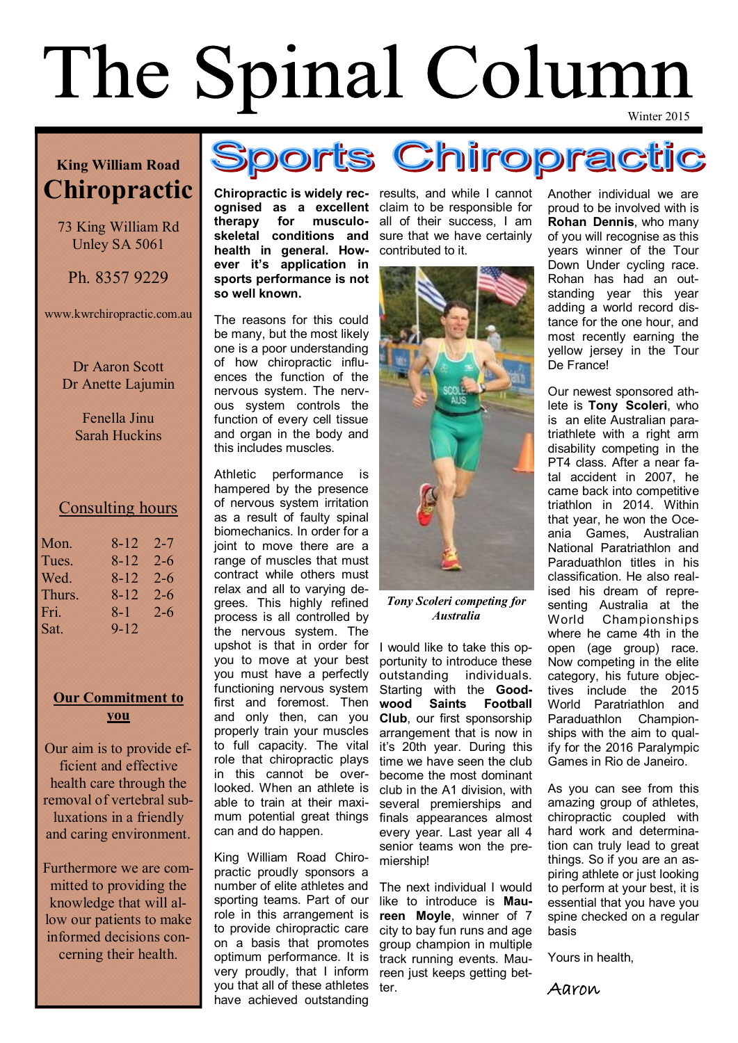# The Spinal Column

Winter 2015

**King William Road**

## Chiropractic

73 King William Rd
Unley SA 5061

Ph. 8357 9229

www.kwrchiropractic.com.au

Dr Aaron Scott
Dr Anette Lajumin

Fenella Jinu
Sarah Huckins

### Consulting hours

| | | |
|---|---|---|
| Mon. | 8-12 | 2-7 |
| Tues. | 8-12 | 2-6 |
| Wed. | 8-12 | 2-6 |
| Thurs. | 8-12 | 2-6 |
| Fri. | 8-1 | 2-6 |
| Sat. | 9-12 | |

### Our Commitment to you

Our aim is to provide efficient and effective health care through the removal of vertebral subluxations in a friendly and caring environment.

Furthermore we are committed to providing the knowledge that will allow our patients to make informed decisions concerning their health.

# Sports Chiropractic

**Chiropractic is widely recognised as a excellent therapy for musculoskeletal conditions and health in general. However it's application in sports performance is not so well known.**

The reasons for this could be many, but the most likely one is a poor understanding of how chiropractic influences the function of the nervous system. The nervous system controls the function of every cell tissue and organ in the body and this includes muscles.

Athletic performance is hampered by the presence of nervous system irritation as a result of faulty spinal biomechanics. In order for a joint to move there are a range of muscles that must contract while others must relax and all to varying degrees. This highly refined process is all controlled by the nervous system. The upshot is that in order for you to move at your best you must have a perfectly functioning nervous system first and foremost. Then and only then, can you properly train your muscles to full capacity. The vital role that chiropractic plays in this cannot be overlooked. When an athlete is able to train at their maximum potential great things can and do happen.

King William Road Chiropractic proudly sponsors a number of elite athletes and sporting teams. Part of our role in this arrangement is to provide chiropractic care on a basis that promotes optimum performance. It is very proudly, that I inform you that all of these athletes have achieved outstanding results, and while I cannot claim to be responsible for all of their success, I am sure that we have certainly contributed to it.

*Tony Scoleri competing for Australia*

I would like to take this opportunity to introduce these outstanding individuals. Starting with the **Goodwood Saints Football Club**, our first sponsorship arrangement that is now in it's 20th year. During this time we have seen the club become the most dominant club in the A1 division, with several premierships and finals appearances almost every year. Last year all 4 senior teams won the premiership!

The next individual I would like to introduce is **Maureen Moyle**, winner of 7 city to bay fun runs and age group champion in multiple track running events. Maureen just keeps getting better.

Another individual we are proud to be involved with is **Rohan Dennis**, who many of you will recognise as this years winner of the Tour Down Under cycling race. Rohan has had an outstanding year this year adding a world record distance for the one hour, and most recently earning the yellow jersey in the Tour De France!

Our newest sponsored athlete is **Tony Scoleri**, who is an elite Australian paratriathlete with a right arm disability competing in the PT4 class. After a near fatal accident in 2007, he came back into competitive triathlon in 2014. Within that year, he won the Oceania Games, Australian National Paratriathlon and Paraduathlon titles in his classification. He also realised his dream of representing Australia at the World Championships where he came 4th in the open (age group) race. Now competing in the elite category, his future objectives include the 2015 World Paratriathlon and Paraduathlon Championships with the aim to qualify for the 2016 Paralympic Games in Rio de Janeiro.

As you can see from this amazing group of athletes, chiropractic coupled with hard work and determination can truly lead to great things. So if you are an aspiring athlete or just looking to perform at your best, it is essential that you have you spine checked on a regular basis

Yours in health,

Aaron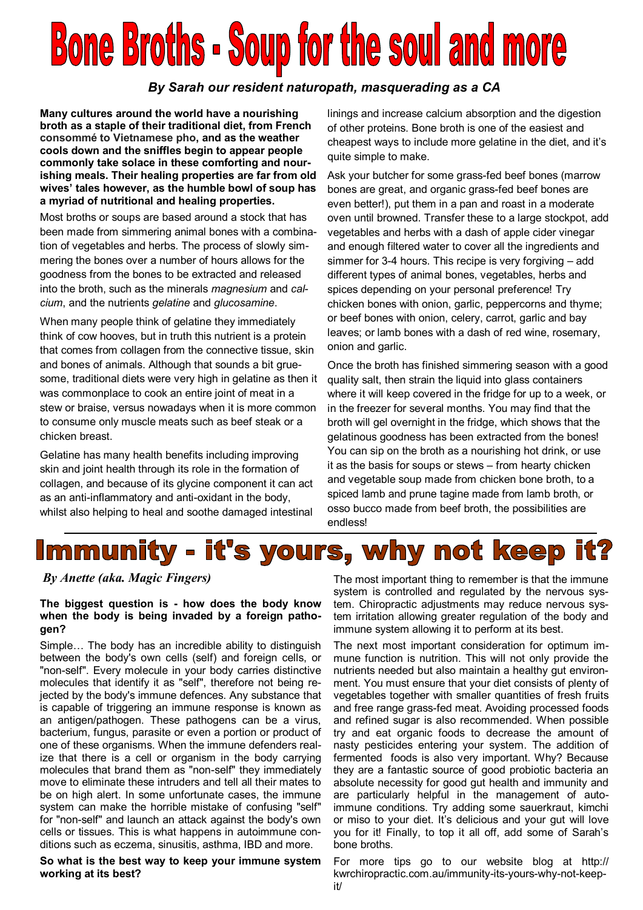# Bone Broths - Soup for the soul and more

***By Sarah our resident naturopath, masquerading as a CA***

**Many cultures around the world have a nourishing broth as a staple of their traditional diet, from French consommé to Vietnamese pho, and as the weather cools down and the sniffles begin to appear people commonly take solace in these comforting and nourishing meals. Their healing properties are far from old wives' tales however, as the humble bowl of soup has a myriad of nutritional and healing properties.**

Most broths or soups are based around a stock that has been made from simmering animal bones with a combination of vegetables and herbs. The process of slowly simmering the bones over a number of hours allows for the goodness from the bones to be extracted and released into the broth, such as the minerals *magnesium* and *calcium*, and the nutrients *gelatine* and *glucosamine*.

When many people think of gelatine they immediately think of cow hooves, but in truth this nutrient is a protein that comes from collagen from the connective tissue, skin and bones of animals. Although that sounds a bit gruesome, traditional diets were very high in gelatine as then it was commonplace to cook an entire joint of meat in a stew or braise, versus nowadays when it is more common to consume only muscle meats such as beef steak or a chicken breast.

Gelatine has many health benefits including improving skin and joint health through its role in the formation of collagen, and because of its glycine component it can act as an anti-inflammatory and anti-oxidant in the body, whilst also helping to heal and soothe damaged intestinal linings and increase calcium absorption and the digestion of other proteins. Bone broth is one of the easiest and cheapest ways to include more gelatine in the diet, and it's quite simple to make.

Ask your butcher for some grass-fed beef bones (marrow bones are great, and organic grass-fed beef bones are even better!), put them in a pan and roast in a moderate oven until browned. Transfer these to a large stockpot, add vegetables and herbs with a dash of apple cider vinegar and enough filtered water to cover all the ingredients and simmer for 3-4 hours. This recipe is very forgiving – add different types of animal bones, vegetables, herbs and spices depending on your personal preference! Try chicken bones with onion, garlic, peppercorns and thyme; or beef bones with onion, celery, carrot, garlic and bay leaves; or lamb bones with a dash of red wine, rosemary, onion and garlic.

Once the broth has finished simmering season with a good quality salt, then strain the liquid into glass containers where it will keep covered in the fridge for up to a week, or in the freezer for several months. You may find that the broth will gel overnight in the fridge, which shows that the gelatinous goodness has been extracted from the bones! You can sip on the broth as a nourishing hot drink, or use it as the basis for soups or stews – from hearty chicken and vegetable soup made from chicken bone broth, to a spiced lamb and prune tagine made from lamb broth, or osso bucco made from beef broth, the possibilities are endless!

# Immunity - it's yours, why not keep it?

*By Anette (aka. Magic Fingers)*

**The biggest question is - how does the body know when the body is being invaded by a foreign pathogen?**

Simple… The body has an incredible ability to distinguish between the body's own cells (self) and foreign cells, or "non-self". Every molecule in your body carries distinctive molecules that identify it as "self", therefore not being rejected by the body's immune defences. Any substance that is capable of triggering an immune response is known as an antigen/pathogen. These pathogens can be a virus, bacterium, fungus, parasite or even a portion or product of one of these organisms. When the immune defenders realize that there is a cell or organism in the body carrying molecules that brand them as "non-self" they immediately move to eliminate these intruders and tell all their mates to be on high alert. In some unfortunate cases, the immune system can make the horrible mistake of confusing "self" for "non-self" and launch an attack against the body's own cells or tissues. This is what happens in autoimmune conditions such as eczema, sinusitis, asthma, IBD and more.

**So what is the best way to keep your immune system working at its best?**

The most important thing to remember is that the immune system is controlled and regulated by the nervous system. Chiropractic adjustments may reduce nervous system irritation allowing greater regulation of the body and immune system allowing it to perform at its best.

The next most important consideration for optimum immune function is nutrition. This will not only provide the nutrients needed but also maintain a healthy gut environment. You must ensure that your diet consists of plenty of vegetables together with smaller quantities of fresh fruits and free range grass-fed meat. Avoiding processed foods and refined sugar is also recommended. When possible try and eat organic foods to decrease the amount of nasty pesticides entering your system. The addition of fermented foods is also very important. Why? Because they are a fantastic source of good probiotic bacteria an absolute necessity for good gut health and immunity and are particularly helpful in the management of auto-immune conditions. Try adding some sauerkraut, kimchi or miso to your diet. It's delicious and your gut will love you for it! Finally, to top it all off, add some of Sarah's bone broths.

For more tips go to our website blog at http://kwrchiropractic.com.au/immunity-its-yours-why-not-keep-it/